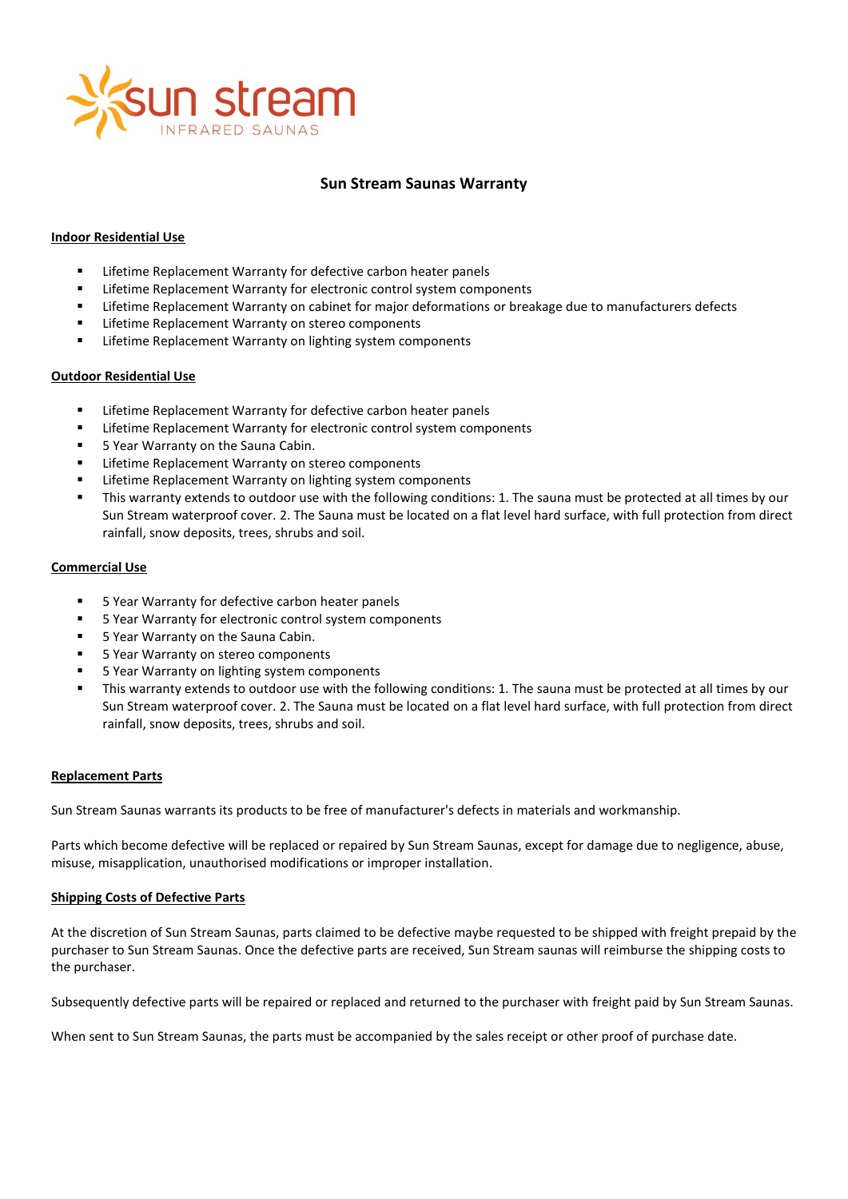sun stream
INFRARED SAUNAS

# Sun Stream Saunas Warranty

## Indoor Residential Use

- Lifetime Replacement Warranty for defective carbon heater panels
- Lifetime Replacement Warranty for electronic control system components
- Lifetime Replacement Warranty on cabinet for major deformations or breakage due to manufacturers defects
- Lifetime Replacement Warranty on stereo components
- Lifetime Replacement Warranty on lighting system components

## Outdoor Residential Use

- Lifetime Replacement Warranty for defective carbon heater panels
- Lifetime Replacement Warranty for electronic control system components
- 5 Year Warranty on the Sauna Cabin.
- Lifetime Replacement Warranty on stereo components
- Lifetime Replacement Warranty on lighting system components
- This warranty extends to outdoor use with the following conditions: 1. The sauna must be protected at all times by our Sun Stream waterproof cover. 2. The Sauna must be located on a flat level hard surface, with full protection from direct rainfall, snow deposits, trees, shrubs and soil.

## Commercial Use

- 5 Year Warranty for defective carbon heater panels
- 5 Year Warranty for electronic control system components
- 5 Year Warranty on the Sauna Cabin.
- 5 Year Warranty on stereo components
- 5 Year Warranty on lighting system components
- This warranty extends to outdoor use with the following conditions: 1. The sauna must be protected at all times by our Sun Stream waterproof cover. 2. The Sauna must be located on a flat level hard surface, with full protection from direct rainfall, snow deposits, trees, shrubs and soil.

## Replacement Parts

Sun Stream Saunas warrants its products to be free of manufacturer's defects in materials and workmanship.

Parts which become defective will be replaced or repaired by Sun Stream Saunas, except for damage due to negligence, abuse, misuse, misapplication, unauthorised modifications or improper installation.

## Shipping Costs of Defective Parts

At the discretion of Sun Stream Saunas, parts claimed to be defective maybe requested to be shipped with freight prepaid by the purchaser to Sun Stream Saunas. Once the defective parts are received, Sun Stream saunas will reimburse the shipping costs to the purchaser.

Subsequently defective parts will be repaired or replaced and returned to the purchaser with freight paid by Sun Stream Saunas.

When sent to Sun Stream Saunas, the parts must be accompanied by the sales receipt or other proof of purchase date.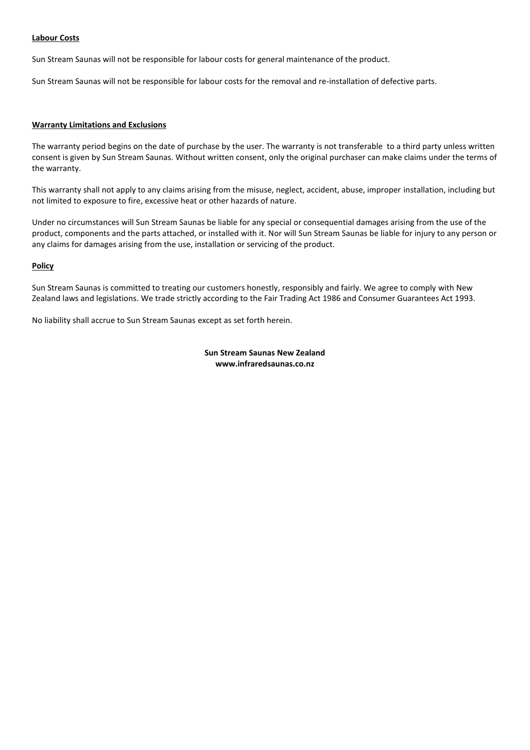**Labour Costs**

Sun Stream Saunas will not be responsible for labour costs for general maintenance of the product.

Sun Stream Saunas will not be responsible for labour costs for the removal and re-installation of defective parts.

**Warranty Limitations and Exclusions**

The warranty period begins on the date of purchase by the user. The warranty is not transferable to a third party unless written consent is given by Sun Stream Saunas. Without written consent, only the original purchaser can make claims under the terms of the warranty.

This warranty shall not apply to any claims arising from the misuse, neglect, accident, abuse, improper installation, including but not limited to exposure to fire, excessive heat or other hazards of nature.

Under no circumstances will Sun Stream Saunas be liable for any special or consequential damages arising from the use of the product, components and the parts attached, or installed with it. Nor will Sun Stream Saunas be liable for injury to any person or any claims for damages arising from the use, installation or servicing of the product.

**Policy**

Sun Stream Saunas is committed to treating our customers honestly, responsibly and fairly. We agree to comply with New Zealand laws and legislations. We trade strictly according to the Fair Trading Act 1986 and Consumer Guarantees Act 1993.

No liability shall accrue to Sun Stream Saunas except as set forth herein.

**Sun Stream Saunas New Zealand**
**www.infraredsaunas.co.nz**